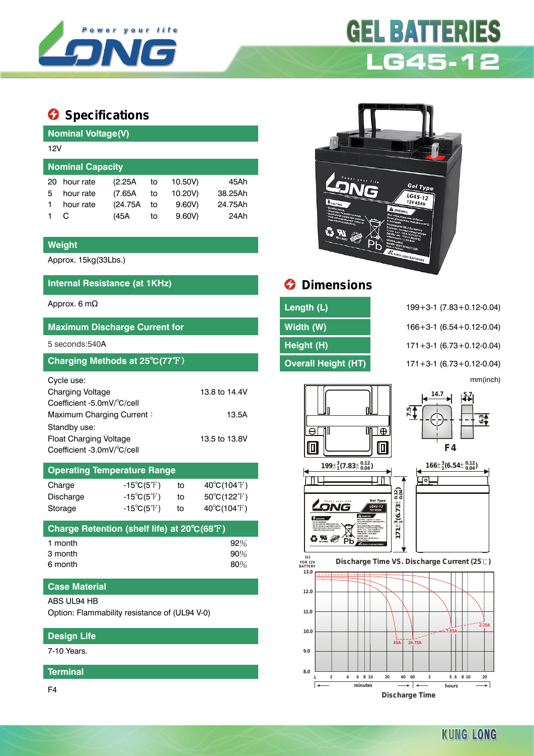# GEL BATTERIES

## LG45-12

## Specifications

### Nominal Voltage(V)

12V

### Nominal Capacity

| | | | | | |
|---|---|---|---|---|---|
| 20 | hour rate | (2.25A | to | 10.50V) | 45Ah |
| 5 | hour rate | (7.65A | to | 10.20V) | 38.25Ah |
| 1 | hour rate | (24.75A | to | 9.60V) | 24.75Ah |
| 1 | C | (45A | to | 9.60V) | 24Ah |

### Weight

Approx. 15kg(33Lbs.)

### Internal Resistance (at 1KHz)

Approx. 6 mΩ

### Maximum Discharge Current for

5 seconds:540A

### Charging Methods at 25℃(77℉)

Cycle use:

Charging Voltage 13.8 to 14.4V

Coefficient -5.0mV/℃/cell

Maximum Charging Current： 13.5A

Standby use:

Float Charging Voltage 13.5 to 13.8V

Coefficient -3.0mV/℃/cell

### Operating Temperature Range

| | | | |
|---|---|---|---|
| Charge | -15℃(5℉) | to | 40℃(104℉) |
| Discharge | -15℃(5℉) | to | 50℃(122℉) |
| Storage | -15℃(5℉) | to | 40℃(104℉) |

### Charge Retention (shelf life) at 20℃(68℉)

| | |
|---|---|
| 1 month | 92% |
| 3 month | 90% |
| 6 month | 80% |

### Case Material

ABS UL94 HB

Option: Flammability resistance of (UL94 V-0)

### Design Life

7-10 Years.

### Terminal

F4

## Dimensions

| | |
|---|---|
| Length (L) | 199+3-1 (7.83+0.12-0.04) |
| Width (W) | 166+3-1 (6.54+0.12-0.04) |
| Height (H) | 171+3-1 (6.73+0.12-0.04) |
| Overall Height (HT) | 171+3-1 (6.73+0.12-0.04) |

mm(inch)

F4: 14.7, 5.7, 7.5, 6.3

$199\pm^{3}_{1}(7.83\pm^{0.12}_{0.04})$ — $166\pm^{3}_{1}(6.54\pm^{0.12}_{0.04})$ — $171\pm^{3}_{1}(6.73\pm^{0.12}_{0.04})$

### Discharge Time VS. Discharge Current (25℃)

(V) FOR 12V BATTERY: 13.0, 12.0, 11.0, 10.0, 9.0, 8.0

Curves: 45A, 24.75A, 7.65A, 2.25A

Discharge Time: minutes 1, 2, 4, 6, 8, 10, 20, 40, 60 | hours 2, 5, 6, 8, 10, 20

KUNG LONG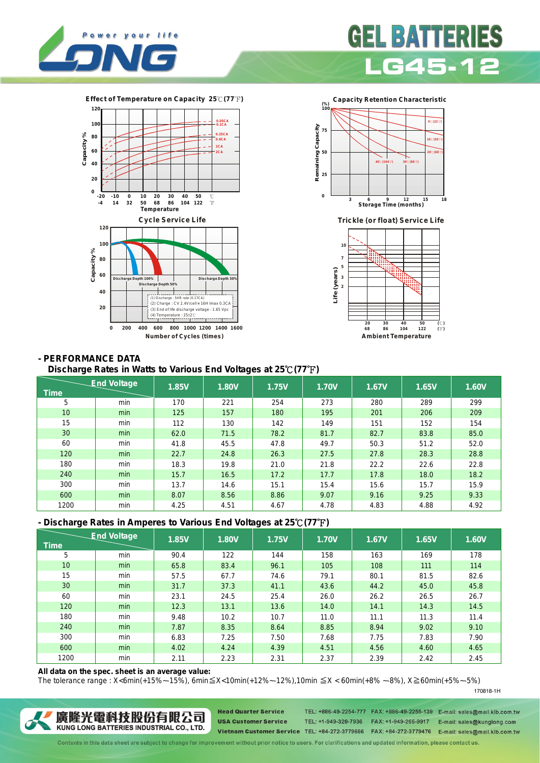Power your life

LONG

# GEL BATTERIES

# LG45-12

Effect of Temperature on Capacity 25℃(77℉)

Capacity %

120
100
80
60
40
20
0

-20 -10 0 10 20 30 40 50 ℃
-4 14 32 50 68 86 104 122 ℉

Temperature

0.05CA
0.1CA
0.25CA
0.6CA
1CA
2CA

Capacity Retention Characteristic

(%)
100
75
50
25
0

Remaining Capacity

3 6 9 12 15 18
Storage Time (months)

0℃(32℉)
10℃(50℉)
20℃(68℉)
40℃(104℉)
30℃(86℉)

Cycle Service Life

Capacity %

120
100
80
60
40
20

0 200 400 600 800 1000 1200 1400 1600
Number of Cycles (times)

Discharge Depth 100%
Discharge Depth 50%
Discharge Depth 30%

(1) Discharge : 5HR rate (0.17CA)
(2) Charge : CV 2.4V/cell∗16H Imax 0.3CA
(3) End of life discharge voltage : 1.65 Vpc
(4) Temperature : 25±2℃

Trickle (or float) Service Life

Life (years)

10
7
5
3
2

20 30 40 50 (℃)
68 86 104 122 (℉)
Ambient Temperature

## - PERFORMANCE DATA

### Discharge Rates in Watts to Various End Voltages at 25℃(77℉)

| Time | End Voltage | 1.85V | 1.80V | 1.75V | 1.70V | 1.67V | 1.65V | 1.60V |
|---|---|---|---|---|---|---|---|---|
| 5 | min | 170 | 221 | 254 | 273 | 280 | 289 | 299 |
| 10 | min | 125 | 157 | 180 | 195 | 201 | 206 | 209 |
| 15 | min | 112 | 130 | 142 | 149 | 151 | 152 | 154 |
| 30 | min | 62.0 | 71.5 | 78.2 | 81.7 | 82.7 | 83.8 | 85.0 |
| 60 | min | 41.8 | 45.5 | 47.8 | 49.7 | 50.3 | 51.2 | 52.0 |
| 120 | min | 22.7 | 24.8 | 26.3 | 27.5 | 27.8 | 28.3 | 28.8 |
| 180 | min | 18.3 | 19.8 | 21.0 | 21.8 | 22.2 | 22.6 | 22.8 |
| 240 | min | 15.7 | 16.5 | 17.2 | 17.7 | 17.8 | 18.0 | 18.2 |
| 300 | min | 13.7 | 14.6 | 15.1 | 15.4 | 15.6 | 15.7 | 15.9 |
| 600 | min | 8.07 | 8.56 | 8.86 | 9.07 | 9.16 | 9.25 | 9.33 |
| 1200 | min | 4.25 | 4.51 | 4.67 | 4.78 | 4.83 | 4.88 | 4.92 |

### - Discharge Rates in Amperes to Various End Voltages at 25℃(77℉)

| Time | End Voltage | 1.85V | 1.80V | 1.75V | 1.70V | 1.67V | 1.65V | 1.60V |
|---|---|---|---|---|---|---|---|---|
| 5 | min | 90.4 | 122 | 144 | 158 | 163 | 169 | 178 |
| 10 | min | 65.8 | 83.4 | 96.1 | 105 | 108 | 111 | 114 |
| 15 | min | 57.5 | 67.7 | 74.6 | 79.1 | 80.1 | 81.5 | 82.6 |
| 30 | min | 31.7 | 37.3 | 41.1 | 43.6 | 44.2 | 45.0 | 45.8 |
| 60 | min | 23.1 | 24.5 | 25.4 | 26.0 | 26.2 | 26.5 | 26.7 |
| 120 | min | 12.3 | 13.1 | 13.6 | 14.0 | 14.1 | 14.3 | 14.5 |
| 180 | min | 9.48 | 10.2 | 10.7 | 11.0 | 11.1 | 11.3 | 11.4 |
| 240 | min | 7.87 | 8.35 | 8.64 | 8.85 | 8.94 | 9.02 | 9.10 |
| 300 | min | 6.83 | 7.25 | 7.50 | 7.68 | 7.75 | 7.83 | 7.90 |
| 600 | min | 4.02 | 4.24 | 4.39 | 4.51 | 4.56 | 4.60 | 4.65 |
| 1200 | min | 2.11 | 2.23 | 2.31 | 2.37 | 2.39 | 2.42 | 2.45 |

**All data on the spec. sheet is an average value:**

The tolerance range : X<6min(+15%~15%), 6min≦X<10min(+12%~12%),10min ≦X <60min(+8% ~8%), X≧60min(+5%~5%)

170818-1H

廣隆光電科技股份有限公司
KUNG LONG BATTERIES INDUSTRIAL CO., LTD.

| | | | |
|---|---|---|---|
| Head Quarter Service | TEL: +886-49-2254-777 | FAX: +886-49-2255-139 | E-mail: sales@mail.klb.com.tw |
| USA Customer Service | TEL: +1-949-328-7936 | FAX: +1-949-266-9917 | E-mail: sales@kunglong.com |
| Vietnam Customer Service | TEL: +84-272-3779666 | FAX: +84-272-3779476 | E-mail: sales@mail.klb.com.tw |

Contents in this data sheet are subject to change for improvement without prior notice to users. For clarifications and updated information, please contact us.